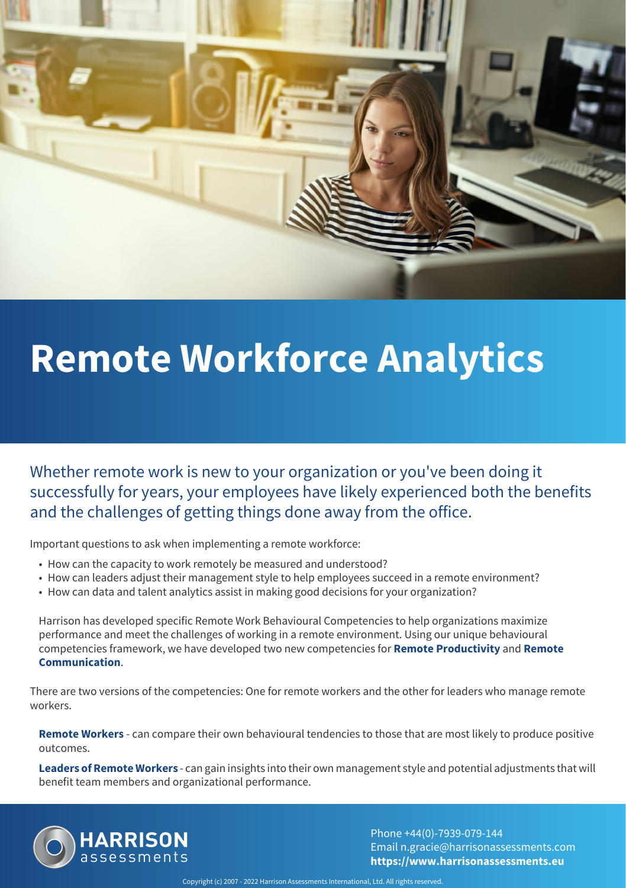# Remote Workforce Analytics

Whether remote work is new to your organization or you've been doing it successfully for years, your employees have likely experienced both the benefits and the challenges of getting things done away from the office.

Important questions to ask when implementing a remote workforce:

- How can the capacity to work remotely be measured and understood?
- How can leaders adjust their management style to help employees succeed in a remote environment?
- How can data and talent analytics assist in making good decisions for your organization?

Harrison has developed specific Remote Work Behavioural Competencies to help organizations maximize performance and meet the challenges of working in a remote environment. Using our unique behavioural competencies framework, we have developed two new competencies for **Remote Productivity** and **Remote Communication**.

There are two versions of the competencies: One for remote workers and the other for leaders who manage remote workers.

**Remote Workers** - can compare their own behavioural tendencies to those that are most likely to produce positive outcomes.

**Leaders of Remote Workers** - can gain insights into their own management style and potential adjustments that will benefit team members and organizational performance.

HARRISON assessments

Phone +44(0)-7939-079-144
Email n.gracie@harrisonassessments.com
**https://www.harrisonassessments.eu**

Copyright (c) 2007 - 2022 Harrison Assessments International, Ltd. All rights reserved.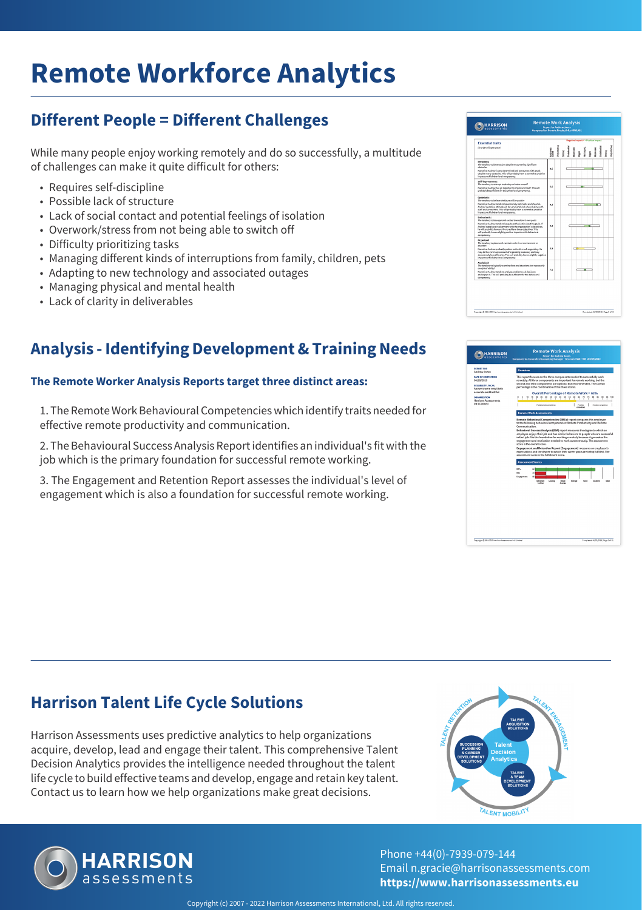# Remote Workforce Analytics

## Different People = Different Challenges

While many people enjoy working remotely and do so successfully, a multitude of challenges can make it quite difficult for others:

- Requires self-discipline
- Possible lack of structure
- Lack of social contact and potential feelings of isolation
- Overwork/stress from not being able to switch off
- Difficulty prioritizing tasks
- Managing different kinds of interruptions from family, children, pets
- Adapting to new technology and associated outages
- Managing physical and mental health
- Lack of clarity in deliverables

## Analysis - Identifying Development & Training Needs

**The Remote Worker Analysis Reports target three distinct areas:**

1. The Remote Work Behavioural Competencies which identify traits needed for effective remote productivity and communication.

2. The Behavioural Success Analysis Report identifies an individual's fit with the job which is the primary foundation for successful remote working.

3. The Engagement and Retention Report assesses the individual's level of engagement which is also a foundation for successful remote working.

## Harrison Talent Life Cycle Solutions

Harrison Assessments uses predictive analytics to help organizations acquire, develop, lead and engage their talent. This comprehensive Talent Decision Analytics provides the intelligence needed throughout the talent life cycle to build effective teams and develop, engage and retain key talent. Contact us to learn how we help organizations make great decisions.

HARRISON assessments

Phone +44(0)-7939-079-144
Email n.gracie@harrisonassessments.com
**https://www.harrisonassessments.eu**

Copyright (c) 2007 - 2022 Harrison Assessments International, Ltd. All rights reserved.